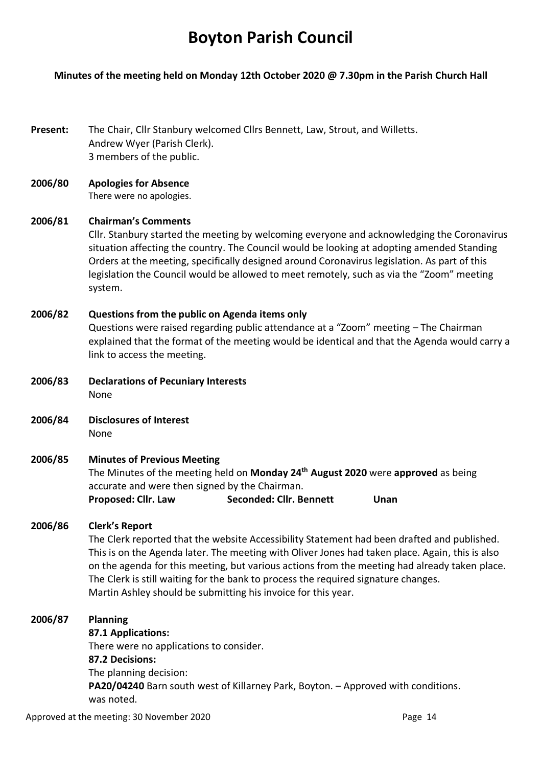# Boyton Parish Council

**Minutes of the meeting held on Monday 12th October 2020 @ 7.30pm in the Parish Church Hall**

**Present:** The Chair, Cllr Stanbury welcomed Cllrs Bennett, Law, Strout, and Willetts.
Andrew Wyer (Parish Clerk).
3 members of the public.

**2006/80 Apologies for Absence**

There were no apologies.

**2006/81 Chairman's Comments**

Cllr. Stanbury started the meeting by welcoming everyone and acknowledging the Coronavirus situation affecting the country. The Council would be looking at adopting amended Standing Orders at the meeting, specifically designed around Coronavirus legislation. As part of this legislation the Council would be allowed to meet remotely, such as via the "Zoom" meeting system.

**2006/82 Questions from the public on Agenda items only**

Questions were raised regarding public attendance at a "Zoom" meeting – The Chairman explained that the format of the meeting would be identical and that the Agenda would carry a link to access the meeting.

**2006/83 Declarations of Pecuniary Interests**

None

**2006/84 Disclosures of Interest**

None

**2006/85 Minutes of Previous Meeting**

The Minutes of the meeting held on **Monday 24th August 2020** were **approved** as being accurate and were then signed by the Chairman.

**Proposed: Cllr. Law** **Seconded: Cllr. Bennett** **Unan**

**2006/86 Clerk's Report**

The Clerk reported that the website Accessibility Statement had been drafted and published. This is on the Agenda later. The meeting with Oliver Jones had taken place. Again, this is also on the agenda for this meeting, but various actions from the meeting had already taken place. The Clerk is still waiting for the bank to process the required signature changes.
Martin Ashley should be submitting his invoice for this year.

**2006/87 Planning**

**87.1 Applications:**

There were no applications to consider.

**87.2 Decisions:**

The planning decision:

**PA20/04240** Barn south west of Killarney Park, Boyton. – Approved with conditions.
was noted.

Approved at the meeting: 30 November 2020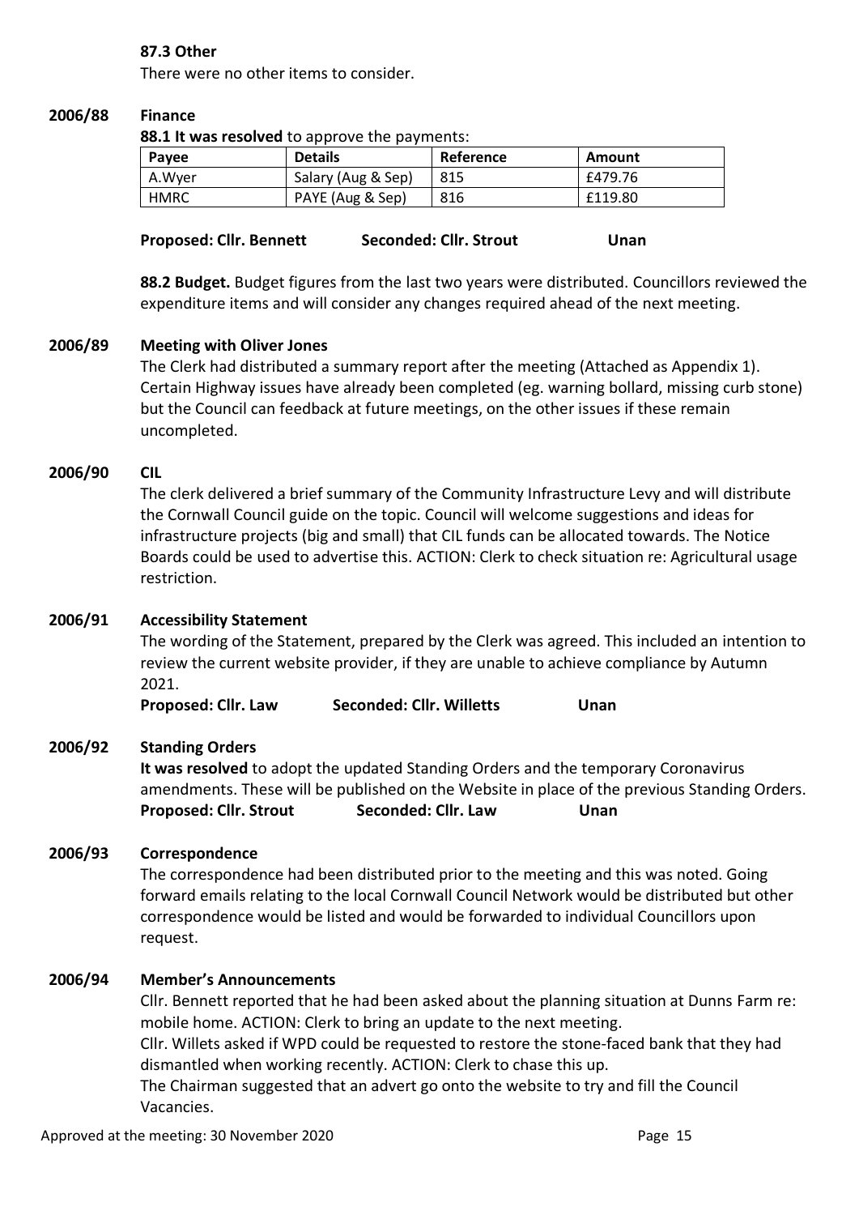**87.3 Other**

There were no other items to consider.

## 2006/88 Finance

**88.1 It was resolved** to approve the payments:

| Payee | Details | Reference | Amount |
|---|---|---|---|
| A.Wyer | Salary (Aug & Sep) | 815 | £479.76 |
| HMRC | PAYE (Aug & Sep) | 816 | £119.80 |

**Proposed: Cllr. Bennett  Seconded: Cllr. Strout  Unan**

**88.2 Budget.** Budget figures from the last two years were distributed. Councillors reviewed the expenditure items and will consider any changes required ahead of the next meeting.

## 2006/89 Meeting with Oliver Jones

The Clerk had distributed a summary report after the meeting (Attached as Appendix 1). Certain Highway issues have already been completed (eg. warning bollard, missing curb stone) but the Council can feedback at future meetings, on the other issues if these remain uncompleted.

## 2006/90 CIL

The clerk delivered a brief summary of the Community Infrastructure Levy and will distribute the Cornwall Council guide on the topic. Council will welcome suggestions and ideas for infrastructure projects (big and small) that CIL funds can be allocated towards. The Notice Boards could be used to advertise this. ACTION: Clerk to check situation re: Agricultural usage restriction.

## 2006/91 Accessibility Statement

The wording of the Statement, prepared by the Clerk was agreed. This included an intention to review the current website provider, if they are unable to achieve compliance by Autumn 2021.

**Proposed: Cllr. Law  Seconded: Cllr. Willetts  Unan**

## 2006/92 Standing Orders

**It was resolved** to adopt the updated Standing Orders and the temporary Coronavirus amendments. These will be published on the Website in place of the previous Standing Orders.

**Proposed: Cllr. Strout  Seconded: Cllr. Law  Unan**

## 2006/93 Correspondence

The correspondence had been distributed prior to the meeting and this was noted. Going forward emails relating to the local Cornwall Council Network would be distributed but other correspondence would be listed and would be forwarded to individual Councillors upon request.

## 2006/94 Member's Announcements

Cllr. Bennett reported that he had been asked about the planning situation at Dunns Farm re: mobile home. ACTION: Clerk to bring an update to the next meeting.

Cllr. Willets asked if WPD could be requested to restore the stone-faced bank that they had dismantled when working recently. ACTION: Clerk to chase this up.

The Chairman suggested that an advert go onto the website to try and fill the Council Vacancies.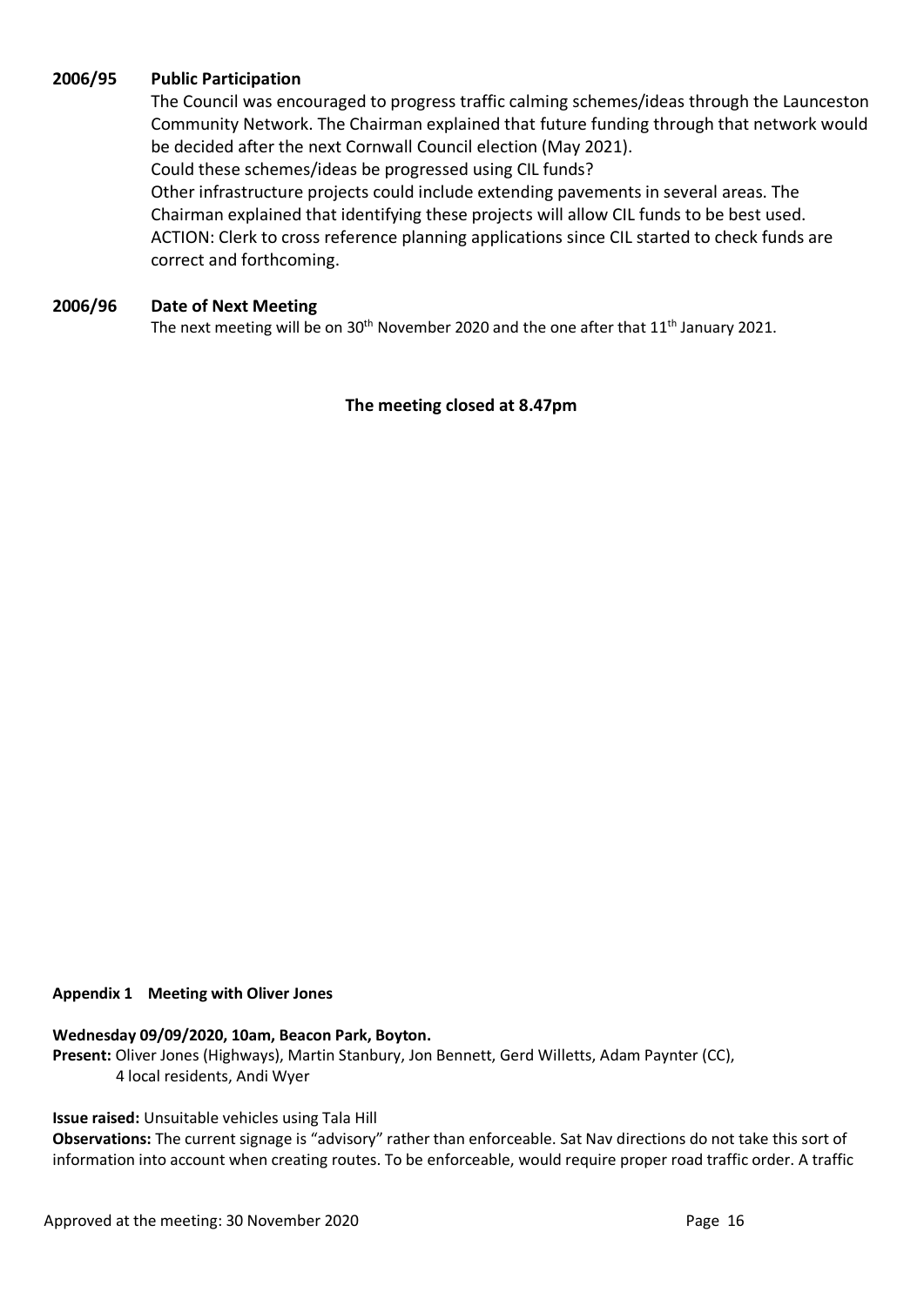### 2006/95 Public Participation

The Council was encouraged to progress traffic calming schemes/ideas through the Launceston Community Network. The Chairman explained that future funding through that network would be decided after the next Cornwall Council election (May 2021).

Could these schemes/ideas be progressed using CIL funds?

Other infrastructure projects could include extending pavements in several areas. The Chairman explained that identifying these projects will allow CIL funds to be best used.

ACTION: Clerk to cross reference planning applications since CIL started to check funds are correct and forthcoming.

### 2006/96 Date of Next Meeting

The next meeting will be on 30th November 2020 and the one after that 11th January 2021.

**The meeting closed at 8.47pm**

#### Appendix 1 Meeting with Oliver Jones

**Wednesday 09/09/2020, 10am, Beacon Park, Boyton.**

**Present:** Oliver Jones (Highways), Martin Stanbury, Jon Bennett, Gerd Willetts, Adam Paynter (CC), 4 local residents, Andi Wyer

**Issue raised:** Unsuitable vehicles using Tala Hill

**Observations:** The current signage is "advisory" rather than enforceable. Sat Nav directions do not take this sort of information into account when creating routes. To be enforceable, would require proper road traffic order. A traffic

Approved at the meeting: 30 November 2020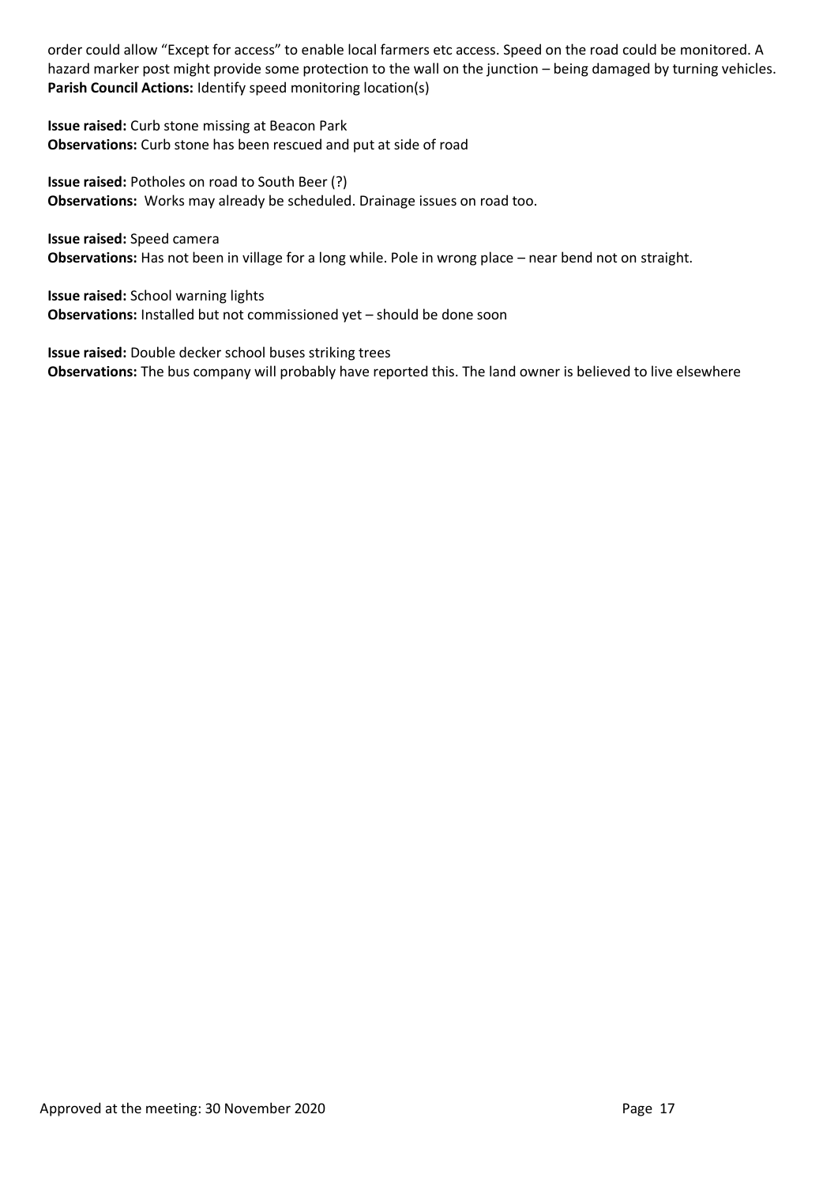order could allow "Except for access" to enable local farmers etc access. Speed on the road could be monitored. A hazard marker post might provide some protection to the wall on the junction – being damaged by turning vehicles.
**Parish Council Actions:** Identify speed monitoring location(s)

**Issue raised:** Curb stone missing at Beacon Park
**Observations:** Curb stone has been rescued and put at side of road

**Issue raised:** Potholes on road to South Beer (?)
**Observations:** Works may already be scheduled. Drainage issues on road too.

**Issue raised:** Speed camera
**Observations:** Has not been in village for a long while. Pole in wrong place – near bend not on straight.

**Issue raised:** School warning lights
**Observations:** Installed but not commissioned yet – should be done soon

**Issue raised:** Double decker school buses striking trees
**Observations:** The bus company will probably have reported this. The land owner is believed to live elsewhere

Approved at the meeting: 30 November 2020